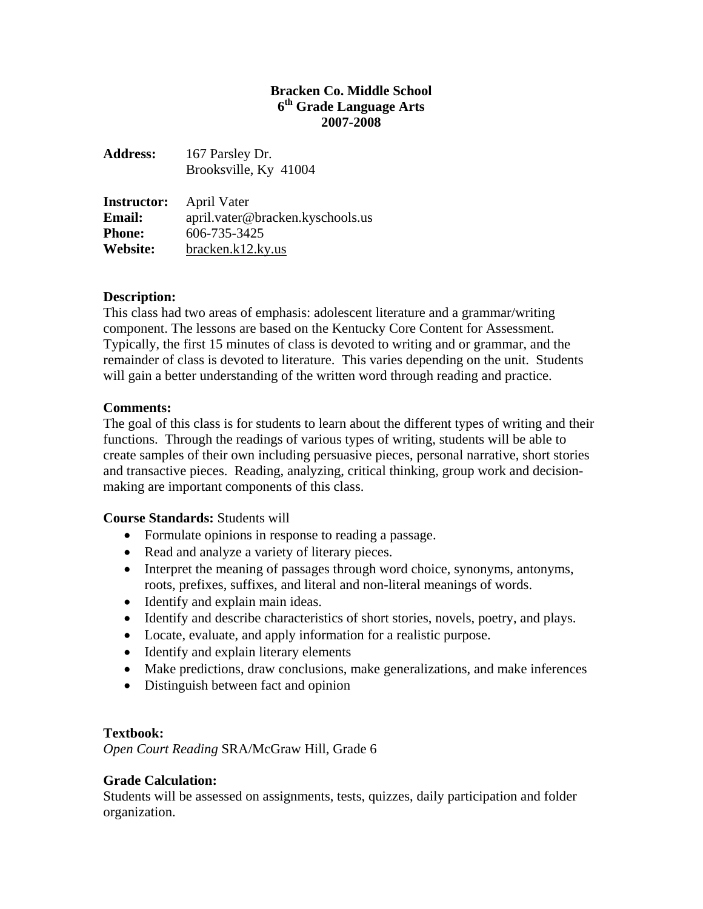# Bracken Co. Middle School
## 6th Grade Language Arts
## 2007-2008

**Address:** 167 Parsley Dr.
Brooksville, Ky 41004

**Instructor:** April Vater
**Email:** april.vater@bracken.kyschools.us
**Phone:** 606-735-3425
**Website:** bracken.k12.ky.us

**Description:**
This class had two areas of emphasis: adolescent literature and a grammar/writing component. The lessons are based on the Kentucky Core Content for Assessment. Typically, the first 15 minutes of class is devoted to writing and or grammar, and the remainder of class is devoted to literature. This varies depending on the unit. Students will gain a better understanding of the written word through reading and practice.

**Comments:**
The goal of this class is for students to learn about the different types of writing and their functions. Through the readings of various types of writing, students will be able to create samples of their own including persuasive pieces, personal narrative, short stories and transactive pieces. Reading, analyzing, critical thinking, group work and decision-making are important components of this class.

**Course Standards:** Students will

- Formulate opinions in response to reading a passage.
- Read and analyze a variety of literary pieces.
- Interpret the meaning of passages through word choice, synonyms, antonyms, roots, prefixes, suffixes, and literal and non-literal meanings of words.
- Identify and explain main ideas.
- Identify and describe characteristics of short stories, novels, poetry, and plays.
- Locate, evaluate, and apply information for a realistic purpose.
- Identify and explain literary elements
- Make predictions, draw conclusions, make generalizations, and make inferences
- Distinguish between fact and opinion

**Textbook:**
*Open Court Reading* SRA/McGraw Hill, Grade 6

**Grade Calculation:**
Students will be assessed on assignments, tests, quizzes, daily participation and folder organization.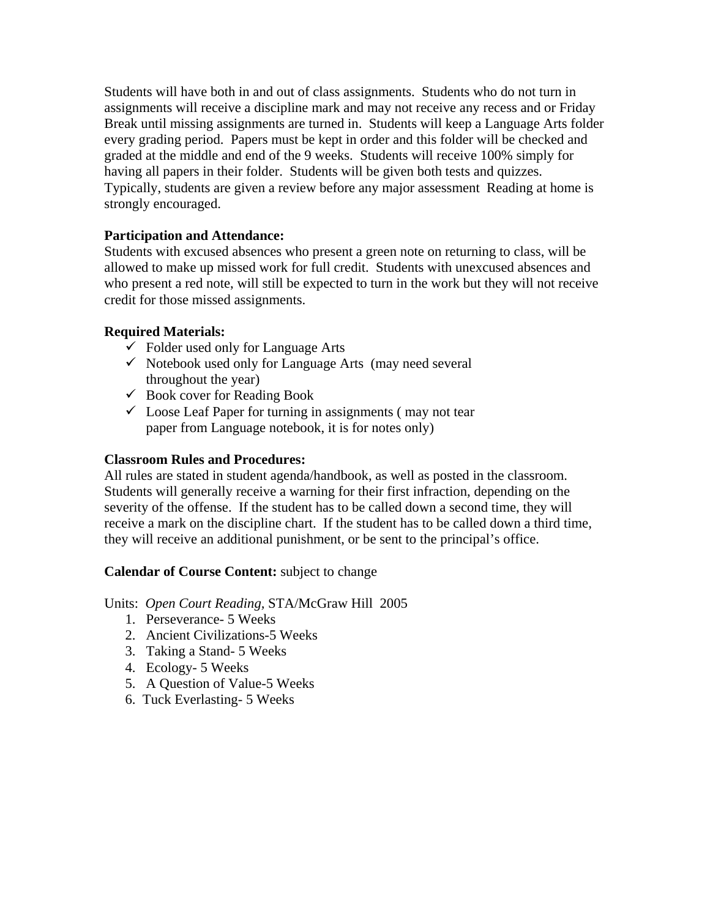Students will have both in and out of class assignments. Students who do not turn in assignments will receive a discipline mark and may not receive any recess and or Friday Break until missing assignments are turned in. Students will keep a Language Arts folder every grading period. Papers must be kept in order and this folder will be checked and graded at the middle and end of the 9 weeks. Students will receive 100% simply for having all papers in their folder. Students will be given both tests and quizzes. Typically, students are given a review before any major assessment Reading at home is strongly encouraged.

**Participation and Attendance:**
Students with excused absences who present a green note on returning to class, will be allowed to make up missed work for full credit. Students with unexcused absences and who present a red note, will still be expected to turn in the work but they will not receive credit for those missed assignments.

**Required Materials:**

- ✓ Folder used only for Language Arts
- ✓ Notebook used only for Language Arts (may need several throughout the year)
- ✓ Book cover for Reading Book
- ✓ Loose Leaf Paper for turning in assignments ( may not tear paper from Language notebook, it is for notes only)

**Classroom Rules and Procedures:**
All rules are stated in student agenda/handbook, as well as posted in the classroom. Students will generally receive a warning for their first infraction, depending on the severity of the offense. If the student has to be called down a second time, they will receive a mark on the discipline chart. If the student has to be called down a third time, they will receive an additional punishment, or be sent to the principal's office.

**Calendar of Course Content:** subject to change

Units: *Open Court Reading,* STA/McGraw Hill 2005

1. Perseverance- 5 Weeks
2. Ancient Civilizations-5 Weeks
3. Taking a Stand- 5 Weeks
4. Ecology- 5 Weeks
5. A Question of Value-5 Weeks
6. Tuck Everlasting- 5 Weeks